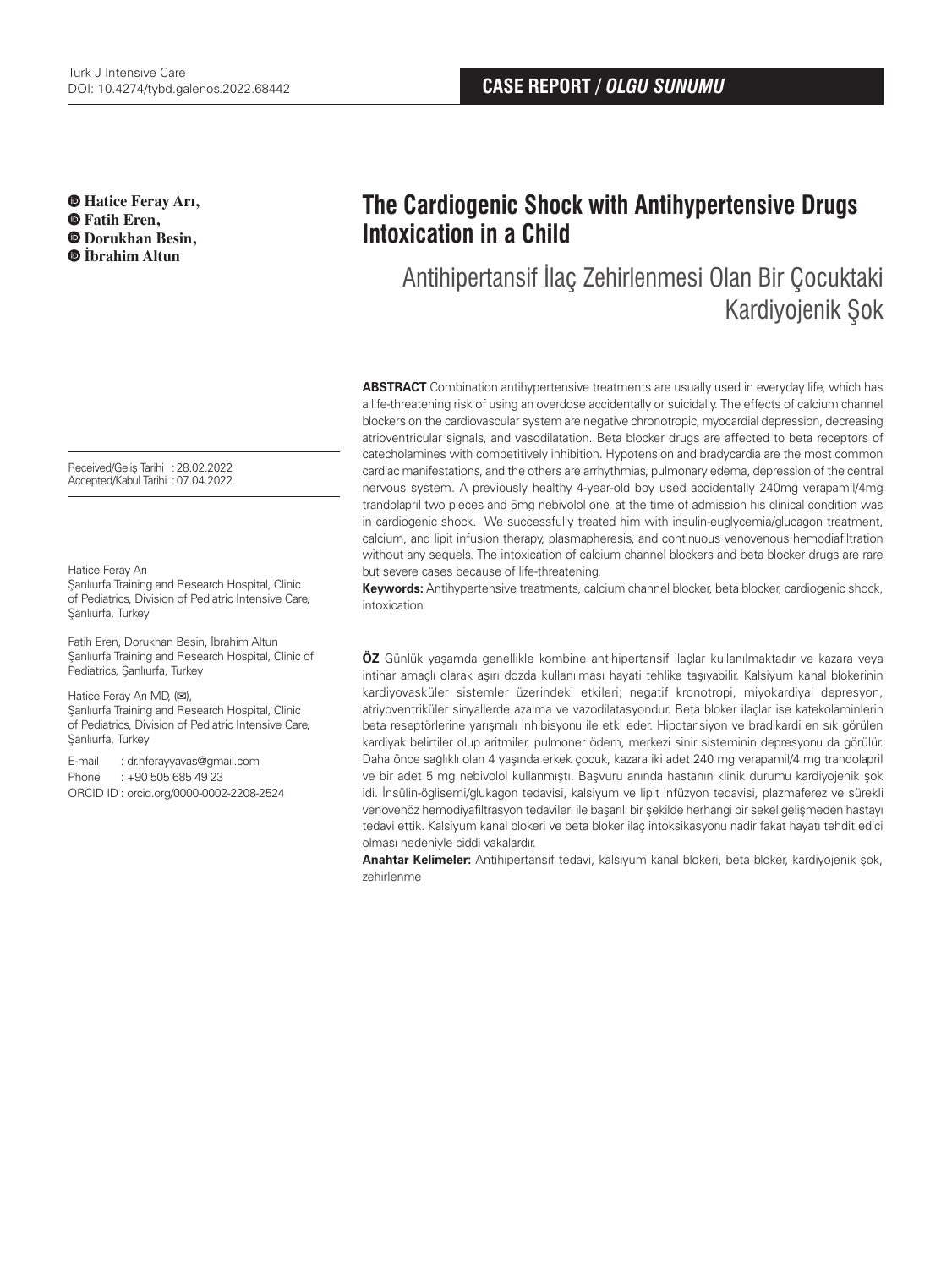CASE REPORT / *OLGU SUNUMU*

**Hatice Feray Arı,**
**Fatih Eren,**
**Dorukhan Besin,**
**İbrahim Altun**

# The Cardiogenic Shock with Antihypertensive Drugs Intoxication in a Child

## Antihipertansif İlaç Zehirlenmesi Olan Bir Çocuktaki Kardiyojenik Şok

Received/Geliş Tarihi : 28.02.2022
Accepted/Kabul Tarihi : 07.04.2022

Hatice Feray Arı
Şanlıurfa Training and Research Hospital, Clinic of Pediatrics, Division of Pediatric Intensive Care, Şanlıurfa, Turkey

Fatih Eren, Dorukhan Besin, İbrahim Altun
Şanlıurfa Training and Research Hospital, Clinic of Pediatrics, Şanlıurfa, Turkey

Hatice Feray Arı MD, (✉),
Şanlıurfa Training and Research Hospital, Clinic of Pediatrics, Division of Pediatric Intensive Care, Şanlıurfa, Turkey

E-mail : dr.hferayyavas@gmail.com
Phone : +90 505 685 49 23
ORCID ID : orcid.org/0000-0002-2208-2524

**ABSTRACT** Combination antihypertensive treatments are usually used in everyday life, which has a life-threatening risk of using an overdose accidentally or suicidally. The effects of calcium channel blockers on the cardiovascular system are negative chronotropic, myocardial depression, decreasing atrioventricular signals, and vasodilatation. Beta blocker drugs are affected to beta receptors of catecholamines with competitively inhibition. Hypotension and bradycardia are the most common cardiac manifestations, and the others are arrhythmias, pulmonary edema, depression of the central nervous system. A previously healthy 4-year-old boy used accidentally 240mg verapamil/4mg trandolapril two pieces and 5mg nebivolol one, at the time of admission his clinical condition was in cardiogenic shock. We successfully treated him with insulin-euglycemia/glucagon treatment, calcium, and lipit infusion therapy, plasmapheresis, and continuous venovenous hemodiafiltration without any sequels. The intoxication of calcium channel blockers and beta blocker drugs are rare but severe cases because of life-threatening.

**Keywords:** Antihypertensive treatments, calcium channel blocker, beta blocker, cardiogenic shock, intoxication

**ÖZ** Günlük yaşamda genellikle kombine antihipertansif ilaçlar kullanılmaktadır ve kazara veya intihar amaçlı olarak aşırı dozda kullanılması hayati tehlike taşıyabilir. Kalsiyum kanal blokerinin kardiyovasküler sistemler üzerindeki etkileri; negatif kronotropi, miyokardiyal depresyon, atriyoventriküler sinyallerde azalma ve vazodilatasyondur. Beta bloker ilaçlar ise katekolaminlerin beta reseptörlerine yarışmalı inhibisyonu ile etki eder. Hipotansiyon ve bradikardi en sık görülen kardiyak belirtiler olup aritmiler, pulmoner ödem, merkezi sinir sisteminin depresyonu da görülür. Daha önce sağlıklı olan 4 yaşında erkek çocuk, kazara iki adet 240 mg verapamil/4 mg trandolapril ve bir adet 5 mg nebivolol kullanmıştı. Başvuru anında hastanın klinik durumu kardiyojenik şok idi. İnsülin-öglisemi/glukagon tedavisi, kalsiyum ve lipit infüzyon tedavisi, plazmaferez ve sürekli venovenöz hemodiyafiltrasyon tedavileri ile başarılı bir şekilde herhangi bir sekel gelişmeden hastayı tedavi ettik. Kalsiyum kanal blokeri ve beta bloker ilaç intoksikasyonu nadir fakat hayatı tehdit edici olması nedeniyle ciddi vakalardır.

**Anahtar Kelimeler:** Antihipertansif tedavi, kalsiyum kanal blokeri, beta bloker, kardiyojenik şok, zehirlenme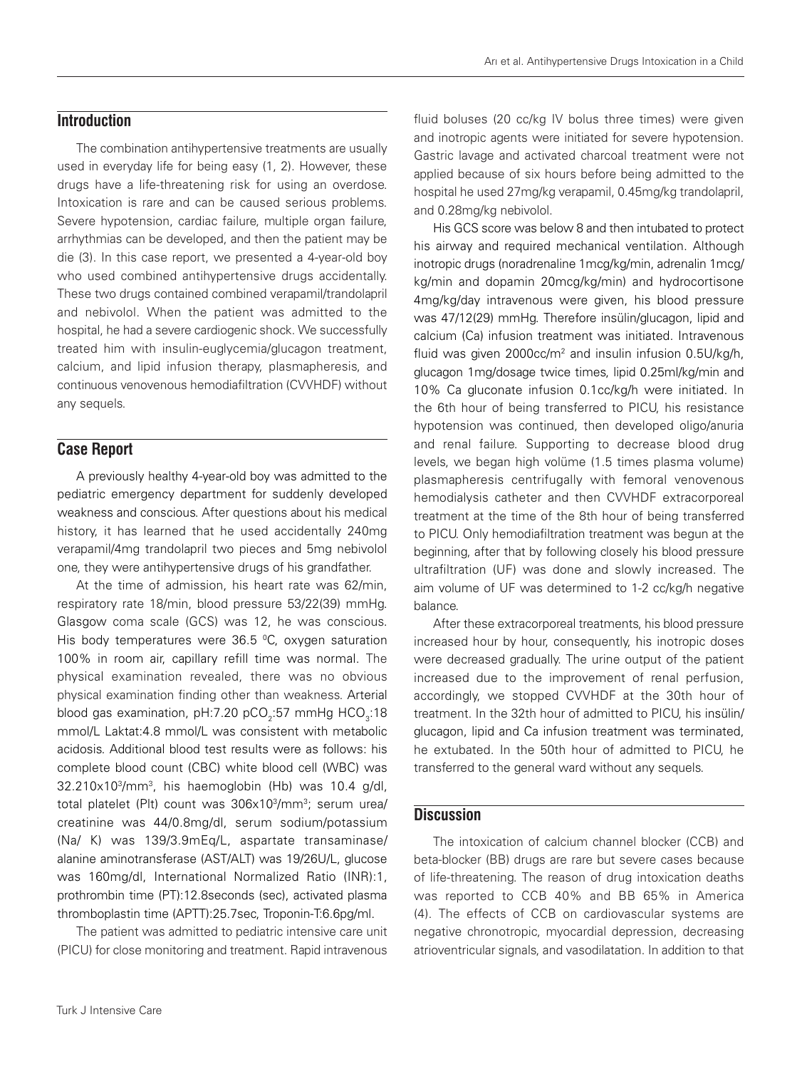## Introduction

The combination antihypertensive treatments are usually used in everyday life for being easy (1, 2). However, these drugs have a life-threatening risk for using an overdose. Intoxication is rare and can be caused serious problems. Severe hypotension, cardiac failure, multiple organ failure, arrhythmias can be developed, and then the patient may be die (3). In this case report, we presented a 4-year-old boy who used combined antihypertensive drugs accidentally. These two drugs contained combined verapamil/trandolapril and nebivolol. When the patient was admitted to the hospital, he had a severe cardiogenic shock. We successfully treated him with insulin-euglycemia/glucagon treatment, calcium, and lipid infusion therapy, plasmapheresis, and continuous venovenous hemodiafiltration (CVVHDF) without any sequels.

## Case Report

A previously healthy 4-year-old boy was admitted to the pediatric emergency department for suddenly developed weakness and conscious. After questions about his medical history, it has learned that he used accidentally 240mg verapamil/4mg trandolapril two pieces and 5mg nebivolol one, they were antihypertensive drugs of his grandfather.

At the time of admission, his heart rate was 62/min, respiratory rate 18/min, blood pressure 53/22(39) mmHg. Glasgow coma scale (GCS) was 12, he was conscious. His body temperatures were 36.5 $^0$C, oxygen saturation 100% in room air, capillary refill time was normal. The physical examination revealed, there was no obvious physical examination finding other than weakness. Arterial blood gas examination, pH:7.20 $pCO_2$:57 mmHg $HCO_3$:18 mmol/L Laktat:4.8 mmol/L was consistent with metabolic acidosis. Additional blood test results were as follows: his complete blood count (CBC) white blood cell (WBC) was 32.210x10$^3$/mm$^3$, his haemoglobin (Hb) was 10.4 g/dl, total platelet (Plt) count was 306x10$^3$/mm$^3$; serum urea/creatinine was 44/0.8mg/dl, serum sodium/potassium (Na/ K) was 139/3.9mEq/L, aspartate transaminase/alanine aminotransferase (AST/ALT) was 19/26U/L, glucose was 160mg/dl, International Normalized Ratio (INR):1, prothrombin time (PT):12.8seconds (sec), activated plasma thromboplastin time (APTT):25.7sec, Troponin-T:6.6pg/ml.

The patient was admitted to pediatric intensive care unit (PICU) for close monitoring and treatment. Rapid intravenous fluid boluses (20 cc/kg IV bolus three times) were given and inotropic agents were initiated for severe hypotension. Gastric lavage and activated charcoal treatment were not applied because of six hours before being admitted to the hospital he used 27mg/kg verapamil, 0.45mg/kg trandolapril, and 0.28mg/kg nebivolol.

His GCS score was below 8 and then intubated to protect his airway and required mechanical ventilation. Although inotropic drugs (noradrenaline 1mcg/kg/min, adrenalin 1mcg/kg/min and dopamin 20mcg/kg/min) and hydrocortisone 4mg/kg/day intravenous were given, his blood pressure was 47/12(29) mmHg. Therefore insülin/glucagon, lipid and calcium (Ca) infusion treatment was initiated. Intravenous fluid was given 2000cc/m$^2$ and insulin infusion 0.5U/kg/h, glucagon 1mg/dosage twice times, lipid 0.25ml/kg/min and 10% Ca gluconate infusion 0.1cc/kg/h were initiated. In the 6th hour of being transferred to PICU, his resistance hypotension was continued, then developed oligo/anuria and renal failure. Supporting to decrease blood drug levels, we began high volüme (1.5 times plasma volume) plasmapheresis centrifugally with femoral venovenous hemodialysis catheter and then CVVHDF extracorporeal treatment at the time of the 8th hour of being transferred to PICU. Only hemodiafiltration treatment was begun at the beginning, after that by following closely his blood pressure ultrafiltration (UF) was done and slowly increased. The aim volume of UF was determined to 1-2 cc/kg/h negative balance.

After these extracorporeal treatments, his blood pressure increased hour by hour, consequently, his inotropic doses were decreased gradually. The urine output of the patient increased due to the improvement of renal perfusion, accordingly, we stopped CVVHDF at the 30th hour of treatment. In the 32th hour of admitted to PICU, his insülin/glucagon, lipid and Ca infusion treatment was terminated, he extubated. In the 50th hour of admitted to PICU, he transferred to the general ward without any sequels.

## Discussion

The intoxication of calcium channel blocker (CCB) and beta-blocker (BB) drugs are rare but severe cases because of life-threatening. The reason of drug intoxication deaths was reported to CCB 40% and BB 65% in America (4). The effects of CCB on cardiovascular systems are negative chronotropic, myocardial depression, decreasing atrioventricular signals, and vasodilatation. In addition to that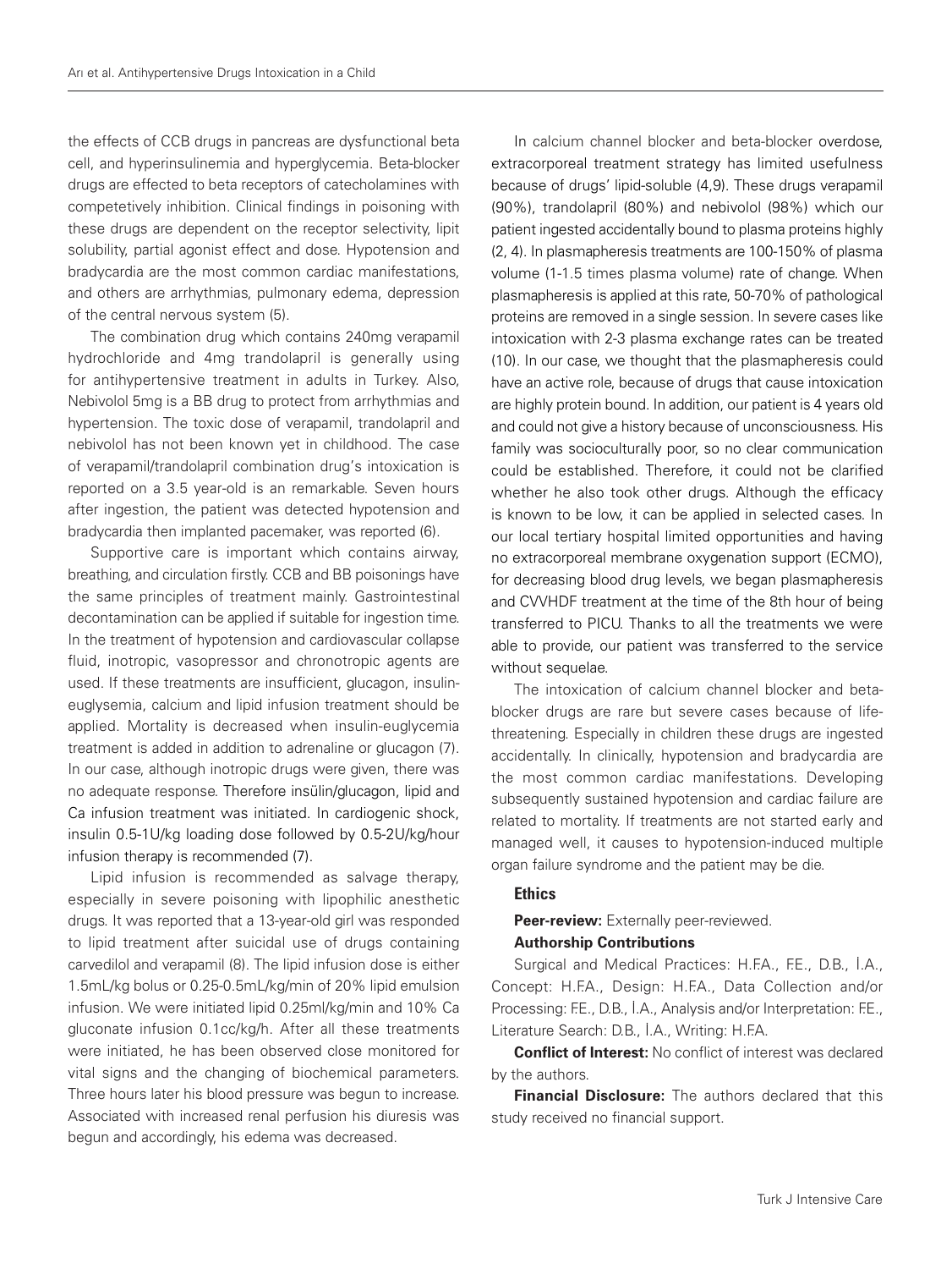the effects of CCB drugs in pancreas are dysfunctional beta cell, and hyperinsulinemia and hyperglycemia. Beta-blocker drugs are effected to beta receptors of catecholamines with competetively inhibition. Clinical findings in poisoning with these drugs are dependent on the receptor selectivity, lipit solubility, partial agonist effect and dose. Hypotension and bradycardia are the most common cardiac manifestations, and others are arrhythmias, pulmonary edema, depression of the central nervous system (5).

The combination drug which contains 240mg verapamil hydrochloride and 4mg trandolapril is generally using for antihypertensive treatment in adults in Turkey. Also, Nebivolol 5mg is a BB drug to protect from arrhythmias and hypertension. The toxic dose of verapamil, trandolapril and nebivolol has not been known yet in childhood. The case of verapamil/trandolapril combination drug's intoxication is reported on a 3.5 year-old is an remarkable. Seven hours after ingestion, the patient was detected hypotension and bradycardia then implanted pacemaker, was reported (6).

Supportive care is important which contains airway, breathing, and circulation firstly. CCB and BB poisonings have the same principles of treatment mainly. Gastrointestinal decontamination can be applied if suitable for ingestion time. In the treatment of hypotension and cardiovascular collapse fluid, inotropic, vasopressor and chronotropic agents are used. If these treatments are insufficient, glucagon, insulin-euglysemia, calcium and lipid infusion treatment should be applied. Mortality is decreased when insulin-euglycemia treatment is added in addition to adrenaline or glucagon (7). In our case, although inotropic drugs were given, there was no adequate response. Therefore insülin/glucagon, lipid and Ca infusion treatment was initiated. In cardiogenic shock, insulin 0.5-1U/kg loading dose followed by 0.5-2U/kg/hour infusion therapy is recommended (7).

Lipid infusion is recommended as salvage therapy, especially in severe poisoning with lipophilic anesthetic drugs. It was reported that a 13-year-old girl was responded to lipid treatment after suicidal use of drugs containing carvedilol and verapamil (8). The lipid infusion dose is either 1.5mL/kg bolus or 0.25-0.5mL/kg/min of 20% lipid emulsion infusion. We were initiated lipid 0.25ml/kg/min and 10% Ca gluconate infusion 0.1cc/kg/h. After all these treatments were initiated, he has been observed close monitored for vital signs and the changing of biochemical parameters. Three hours later his blood pressure was begun to increase. Associated with increased renal perfusion his diuresis was begun and accordingly, his edema was decreased.

In calcium channel blocker and beta-blocker overdose, extracorporeal treatment strategy has limited usefulness because of drugs' lipid-soluble (4,9). These drugs verapamil (90%), trandolapril (80%) and nebivolol (98%) which our patient ingested accidentally bound to plasma proteins highly (2, 4). In plasmapheresis treatments are 100-150% of plasma volume (1-1.5 times plasma volume) rate of change. When plasmapheresis is applied at this rate, 50-70% of pathological proteins are removed in a single session. In severe cases like intoxication with 2-3 plasma exchange rates can be treated (10). In our case, we thought that the plasmapheresis could have an active role, because of drugs that cause intoxication are highly protein bound. In addition, our patient is 4 years old and could not give a history because of unconsciousness. His family was socioculturally poor, so no clear communication could be established. Therefore, it could not be clarified whether he also took other drugs. Although the efficacy is known to be low, it can be applied in selected cases. In our local tertiary hospital limited opportunities and having no extracorporeal membrane oxygenation support (ECMO), for decreasing blood drug levels, we began plasmapheresis and CVVHDF treatment at the time of the 8th hour of being transferred to PICU. Thanks to all the treatments we were able to provide, our patient was transferred to the service without sequelae.

The intoxication of calcium channel blocker and beta-blocker drugs are rare but severe cases because of life-threatening. Especially in children these drugs are ingested accidentally. In clinically, hypotension and bradycardia are the most common cardiac manifestations. Developing subsequently sustained hypotension and cardiac failure are related to mortality. If treatments are not started early and managed well, it causes to hypotension-induced multiple organ failure syndrome and the patient may be die.

### Ethics

**Peer-review:** Externally peer-reviewed.

**Authorship Contributions**

Surgical and Medical Practices: H.F.A., F.E., D.B., İ.A., Concept: H.F.A., Design: H.F.A., Data Collection and/or Processing: F.E., D.B., İ.A., Analysis and/or Interpretation: F.E., Literature Search: D.B., İ.A., Writing: H.F.A.

**Conflict of Interest:** No conflict of interest was declared by the authors.

**Financial Disclosure:** The authors declared that this study received no financial support.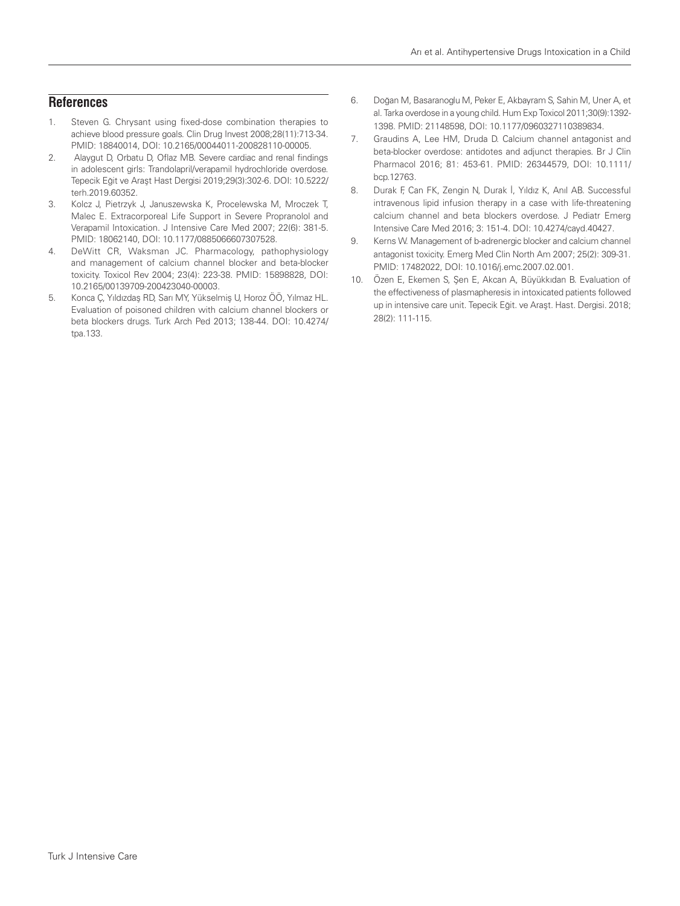## References

1. Steven G. Chrysant using fixed-dose combination therapies to achieve blood pressure goals. Clin Drug Invest 2008;28(11):713-34. PMID: 18840014, DOI: 10.2165/00044011-200828110-00005.
2. Alaygut D, Orbatu D, Oflaz MB. Severe cardiac and renal findings in adolescent girls: Trandolapril/verapamil hydrochloride overdose. Tepecik Eğit ve Araşt Hast Dergisi 2019;29(3):302-6. DOI: 10.5222/terh.2019.60352.
3. Kolcz J, Pietrzyk J, Januszewska K, Procelewska M, Mroczek T, Malec E. Extracorporeal Life Support in Severe Propranolol and Verapamil Intoxication. J Intensive Care Med 2007; 22(6): 381-5. PMID: 18062140, DOI: 10.1177/0885066607307528.
4. DeWitt CR, Waksman JC. Pharmacology, pathophysiology and management of calcium channel blocker and beta-blocker toxicity. Toxicol Rev 2004; 23(4): 223-38. PMID: 15898828, DOI: 10.2165/00139709-200423040-00003.
5. Konca Ç, Yıldızdaş RD, Sarı MY, Yükselmiş U, Horoz ÖÖ, Yılmaz HL. Evaluation of poisoned children with calcium channel blockers or beta blockers drugs. Turk Arch Ped 2013; 138-44. DOI: 10.4274/tpa.133.
6. Doğan M, Basaranoglu M, Peker E, Akbayram S, Sahin M, Uner A, et al. Tarka overdose in a young child. Hum Exp Toxicol 2011;30(9):1392-1398. PMID: 21148598, DOI: 10.1177/0960327110389834.
7. Graudins A, Lee HM, Druda D. Calcium channel antagonist and beta-blocker overdose: antidotes and adjunct therapies. Br J Clin Pharmacol 2016; 81: 453-61. PMID: 26344579, DOI: 10.1111/bcp.12763.
8. Durak F, Can FK, Zengin N, Durak İ, Yıldız K, Anıl AB. Successful intravenous lipid infusion therapy in a case with life-threatening calcium channel and beta blockers overdose. J Pediatr Emerg Intensive Care Med 2016; 3: 151-4. DOI: 10.4274/cayd.40427.
9. Kerns W. Management of b-adrenergic blocker and calcium channel antagonist toxicity. Emerg Med Clin North Am 2007; 25(2): 309-31. PMID: 17482022, DOI: 10.1016/j.emc.2007.02.001.
10. Özen E, Ekemen S, Şen E, Akcan A, Büyükkıdan B. Evaluation of the effectiveness of plasmapheresis in intoxicated patients followed up in intensive care unit. Tepecik Eğit. ve Araşt. Hast. Dergisi. 2018; 28(2): 111-115.